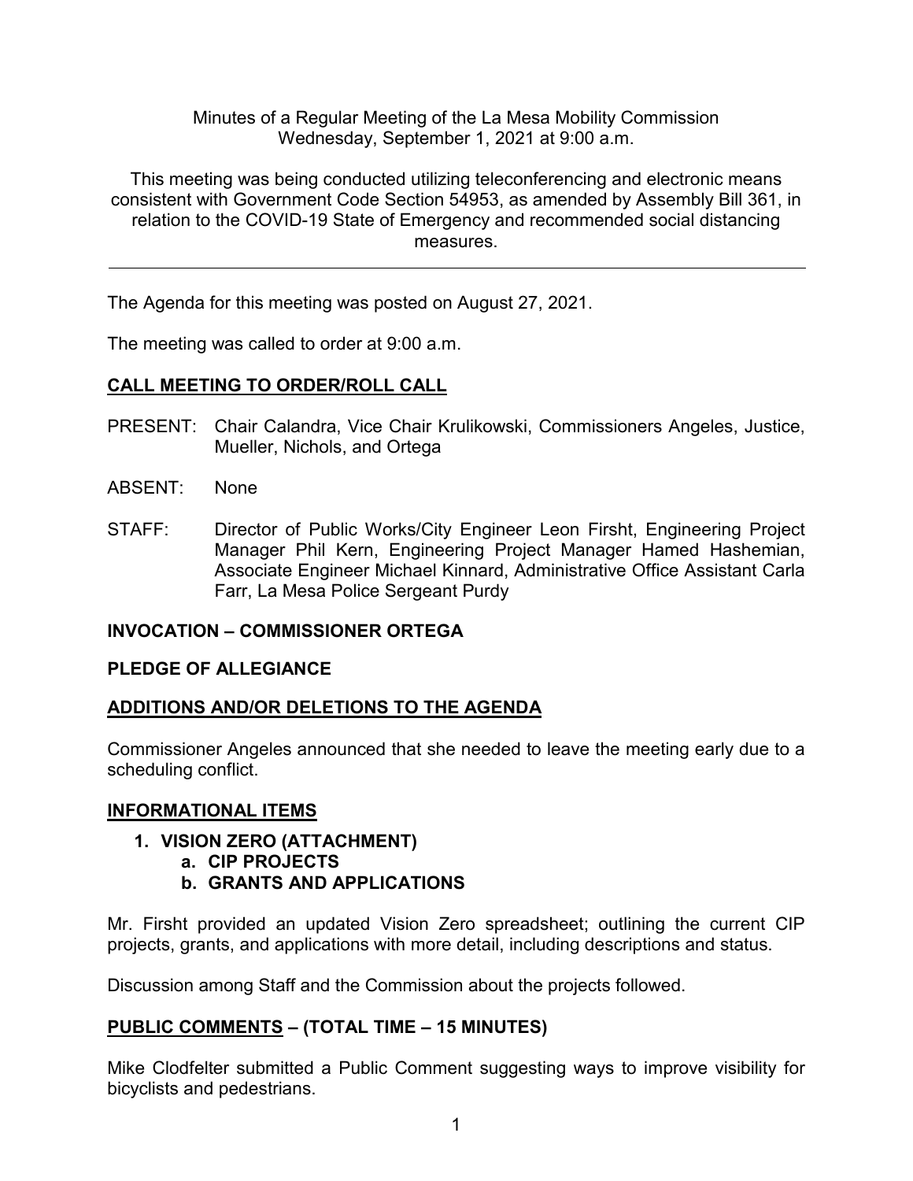Minutes of a Regular Meeting of the La Mesa Mobility Commission
Wednesday, September 1, 2021 at 9:00 a.m.

This meeting was being conducted utilizing teleconferencing and electronic means consistent with Government Code Section 54953, as amended by Assembly Bill 361, in relation to the COVID-19 State of Emergency and recommended social distancing measures.

---

The Agenda for this meeting was posted on August 27, 2021.

The meeting was called to order at 9:00 a.m.

## CALL MEETING TO ORDER/ROLL CALL

PRESENT: Chair Calandra, Vice Chair Krulikowski, Commissioners Angeles, Justice, Mueller, Nichols, and Ortega

ABSENT: None

STAFF: Director of Public Works/City Engineer Leon Firsht, Engineering Project Manager Phil Kern, Engineering Project Manager Hamed Hashemian, Associate Engineer Michael Kinnard, Administrative Office Assistant Carla Farr, La Mesa Police Sergeant Purdy

## INVOCATION – COMMISSIONER ORTEGA

## PLEDGE OF ALLEGIANCE

## ADDITIONS AND/OR DELETIONS TO THE AGENDA

Commissioner Angeles announced that she needed to leave the meeting early due to a scheduling conflict.

## INFORMATIONAL ITEMS

1. **VISION ZERO (ATTACHMENT)**
   a. **CIP PROJECTS**
   b. **GRANTS AND APPLICATIONS**

Mr. Firsht provided an updated Vision Zero spreadsheet; outlining the current CIP projects, grants, and applications with more detail, including descriptions and status.

Discussion among Staff and the Commission about the projects followed.

## PUBLIC COMMENTS – (TOTAL TIME – 15 MINUTES)

Mike Clodfelter submitted a Public Comment suggesting ways to improve visibility for bicyclists and pedestrians.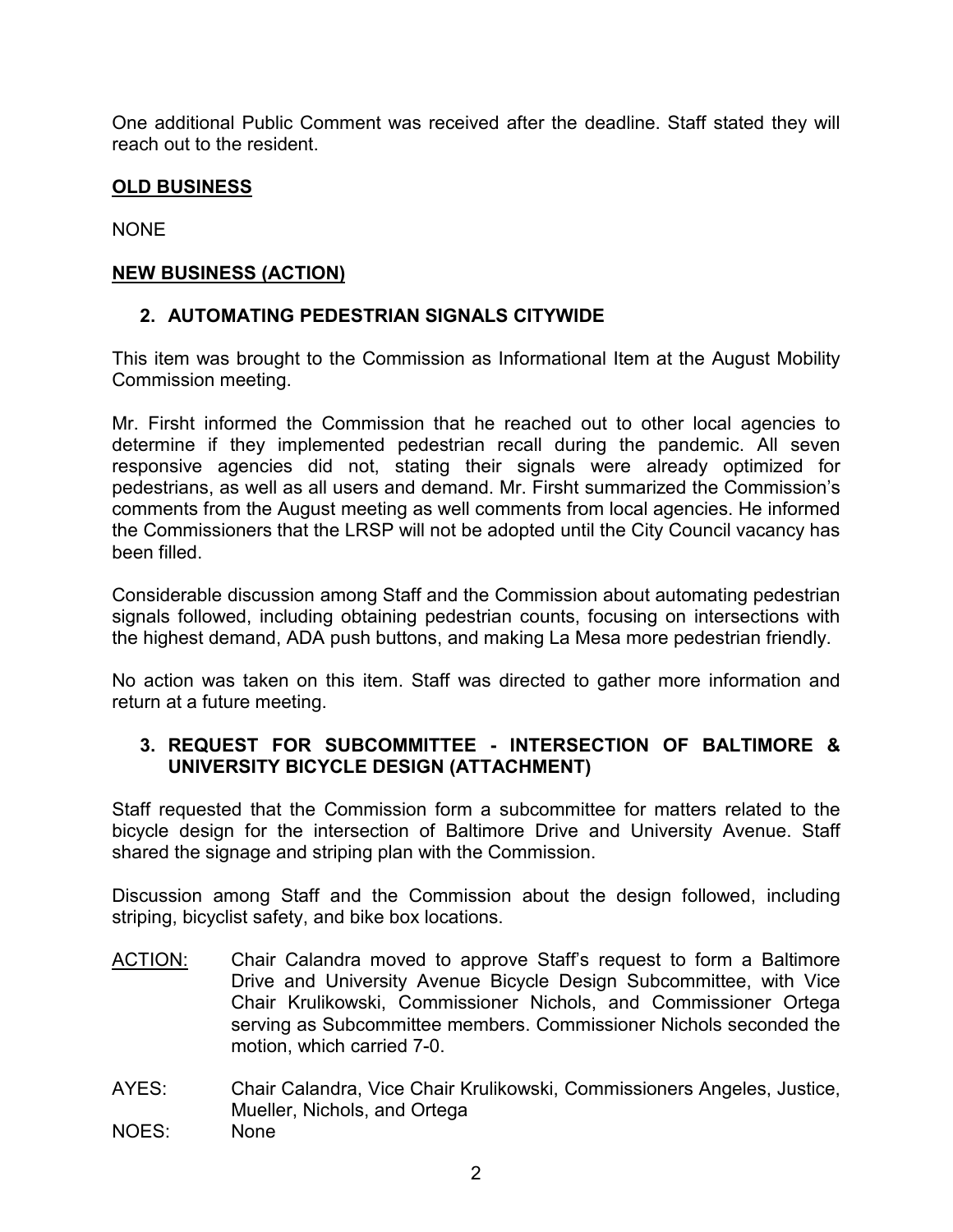One additional Public Comment was received after the deadline. Staff stated they will reach out to the resident.

**OLD BUSINESS**

NONE

**NEW BUSINESS (ACTION)**

**2. AUTOMATING PEDESTRIAN SIGNALS CITYWIDE**

This item was brought to the Commission as Informational Item at the August Mobility Commission meeting.

Mr. Firsht informed the Commission that he reached out to other local agencies to determine if they implemented pedestrian recall during the pandemic. All seven responsive agencies did not, stating their signals were already optimized for pedestrians, as well as all users and demand. Mr. Firsht summarized the Commission's comments from the August meeting as well comments from local agencies. He informed the Commissioners that the LRSP will not be adopted until the City Council vacancy has been filled.

Considerable discussion among Staff and the Commission about automating pedestrian signals followed, including obtaining pedestrian counts, focusing on intersections with the highest demand, ADA push buttons, and making La Mesa more pedestrian friendly.

No action was taken on this item. Staff was directed to gather more information and return at a future meeting.

**3. REQUEST FOR SUBCOMMITTEE - INTERSECTION OF BALTIMORE & UNIVERSITY BICYCLE DESIGN (ATTACHMENT)**

Staff requested that the Commission form a subcommittee for matters related to the bicycle design for the intersection of Baltimore Drive and University Avenue. Staff shared the signage and striping plan with the Commission.

Discussion among Staff and the Commission about the design followed, including striping, bicyclist safety, and bike box locations.

ACTION: Chair Calandra moved to approve Staff's request to form a Baltimore Drive and University Avenue Bicycle Design Subcommittee, with Vice Chair Krulikowski, Commissioner Nichols, and Commissioner Ortega serving as Subcommittee members. Commissioner Nichols seconded the motion, which carried 7-0.

AYES: Chair Calandra, Vice Chair Krulikowski, Commissioners Angeles, Justice, Mueller, Nichols, and Ortega

NOES: None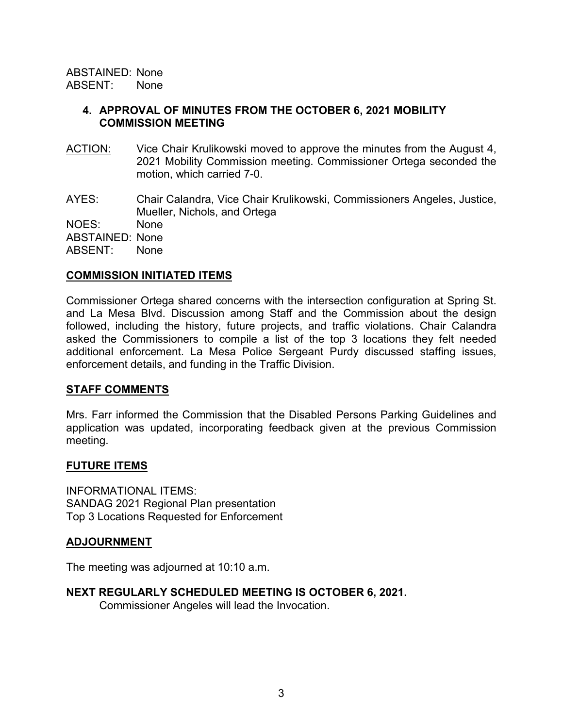ABSTAINED: None
ABSENT: None

**4. APPROVAL OF MINUTES FROM THE OCTOBER 6, 2021 MOBILITY COMMISSION MEETING**

ACTION: Vice Chair Krulikowski moved to approve the minutes from the August 4, 2021 Mobility Commission meeting. Commissioner Ortega seconded the motion, which carried 7-0.

AYES: Chair Calandra, Vice Chair Krulikowski, Commissioners Angeles, Justice, Mueller, Nichols, and Ortega
NOES: None
ABSTAINED: None
ABSENT: None

## COMMISSION INITIATED ITEMS

Commissioner Ortega shared concerns with the intersection configuration at Spring St. and La Mesa Blvd. Discussion among Staff and the Commission about the design followed, including the history, future projects, and traffic violations. Chair Calandra asked the Commissioners to compile a list of the top 3 locations they felt needed additional enforcement. La Mesa Police Sergeant Purdy discussed staffing issues, enforcement details, and funding in the Traffic Division.

## STAFF COMMENTS

Mrs. Farr informed the Commission that the Disabled Persons Parking Guidelines and application was updated, incorporating feedback given at the previous Commission meeting.

## FUTURE ITEMS

INFORMATIONAL ITEMS:
SANDAG 2021 Regional Plan presentation
Top 3 Locations Requested for Enforcement

## ADJOURNMENT

The meeting was adjourned at 10:10 a.m.

**NEXT REGULARLY SCHEDULED MEETING IS OCTOBER 6, 2021.**
Commissioner Angeles will lead the Invocation.